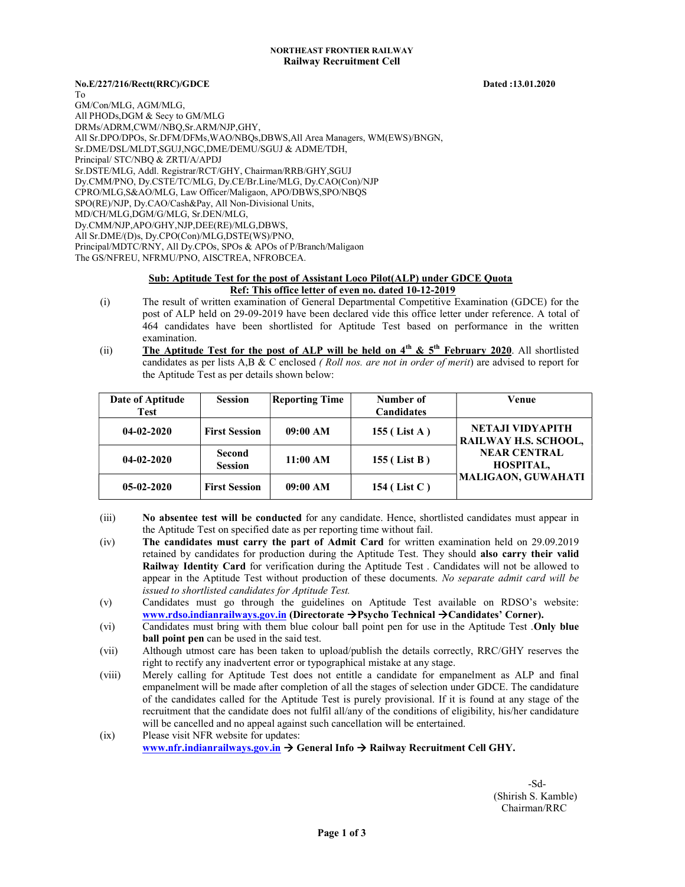**NORTHEAST FRONTIER RAILWAY**
**Railway Recruitment Cell**

**No.E/227/216/Rectt(RRC)/GDCE** **Dated :13.01.2020**

To
GM/Con/MLG, AGM/MLG,
All PHODs,DGM & Secy to GM/MLG
DRMs/ADRM,CWM//NBQ,Sr.ARM/NJP,GHY,
All Sr.DPO/DPOs, Sr.DFM/DFMs,WAO/NBQs,DBWS,All Area Managers, WM(EWS)/BNGN,
Sr.DME/DSL/MLDT,SGUJ,NGC,DME/DEMU/SGUJ & ADME/TDH,
Principal/ STC/NBQ & ZRTI/A/APDJ
Sr.DSTE/MLG, Addl. Registrar/RCT/GHY, Chairman/RRB/GHY,SGUJ
Dy.CMM/PNO, Dy.CSTE/TC/MLG, Dy.CE/Br.Line/MLG, Dy.CAO(Con)/NJP
CPRO/MLG,S&AO/MLG, Law Officer/Maligaon, APO/DBWS,SPO/NBQS
SPO(RE)/NJP, Dy.CAO/Cash&Pay, All Non-Divisional Units,
MD/CH/MLG,DGM/G/MLG, Sr.DEN/MLG,
Dy.CMM/NJP,APO/GHY,NJP,DEE(RE)/MLG,DBWS,
All Sr.DME/(D)s, Dy.CPO(Con)/MLG,DSTE(WS)/PNO,
Principal/MDTC/RNY, All Dy.CPOs, SPOs & APOs of P/Branch/Maligaon
The GS/NFREU, NFRMU/PNO, AISCTREA, NFROBCEA.

**Sub: Aptitude Test for the post of Assistant Loco Pilot(ALP) under GDCE Quota**
**Ref: This office letter of even no. dated 10-12-2019**

(i) The result of written examination of General Departmental Competitive Examination (GDCE) for the post of ALP held on 29-09-2019 have been declared vide this office letter under reference. A total of 464 candidates have been shortlisted for Aptitude Test based on performance in the written examination.

(ii) **The Aptitude Test for the post of ALP will be held on 4th & 5th February 2020**. All shortlisted candidates as per lists A,B & C enclosed *( Roll nos. are not in order of merit*) are advised to report for the Aptitude Test as per details shown below:

| Date of Aptitude Test | Session | Reporting Time | Number of Candidates | Venue |
|---|---|---|---|---|
| **04-02-2020** | **First Session** | **09:00 AM** | **155 ( List A )** | **NETAJI VIDYAPITH RAILWAY H.S. SCHOOL, NEAR CENTRAL HOSPITAL, MALIGAON, GUWAHATI** |
| **04-02-2020** | **Second Session** | **11:00 AM** | **155 ( List B )** | |
| **05-02-2020** | **First Session** | **09:00 AM** | **154 ( List C )** | |

(iii) **No absentee test will be conducted** for any candidate. Hence, shortlisted candidates must appear in the Aptitude Test on specified date as per reporting time without fail.

(iv) **The candidates must carry the part of Admit Card** for written examination held on 29.09.2019 retained by candidates for production during the Aptitude Test. They should **also carry their valid Railway Identity Card** for verification during the Aptitude Test . Candidates will not be allowed to appear in the Aptitude Test without production of these documents. *No separate admit card will be issued to shortlisted candidates for Aptitude Test.*

(v) Candidates must go through the guidelines on Aptitude Test available on RDSO's website: **www.rdso.indianrailways.gov.in (Directorate →Psycho Technical →Candidates' Corner).**

(vi) Candidates must bring with them blue colour ball point pen for use in the Aptitude Test .**Only blue ball point pen** can be used in the said test.

(vii) Although utmost care has been taken to upload/publish the details correctly, RRC/GHY reserves the right to rectify any inadvertent error or typographical mistake at any stage.

(viii) Merely calling for Aptitude Test does not entitle a candidate for empanelment as ALP and final empanelment will be made after completion of all the stages of selection under GDCE. The candidature of the candidates called for the Aptitude Test is purely provisional. If it is found at any stage of the recruitment that the candidate does not fulfil all/any of the conditions of eligibility, his/her candidature will be cancelled and no appeal against such cancellation will be entertained.

(ix) Please visit NFR website for updates:
**www.nfr.indianrailways.gov.in → General Info → Railway Recruitment Cell GHY.**

-Sd-
(Shirish S. Kamble)
Chairman/RRC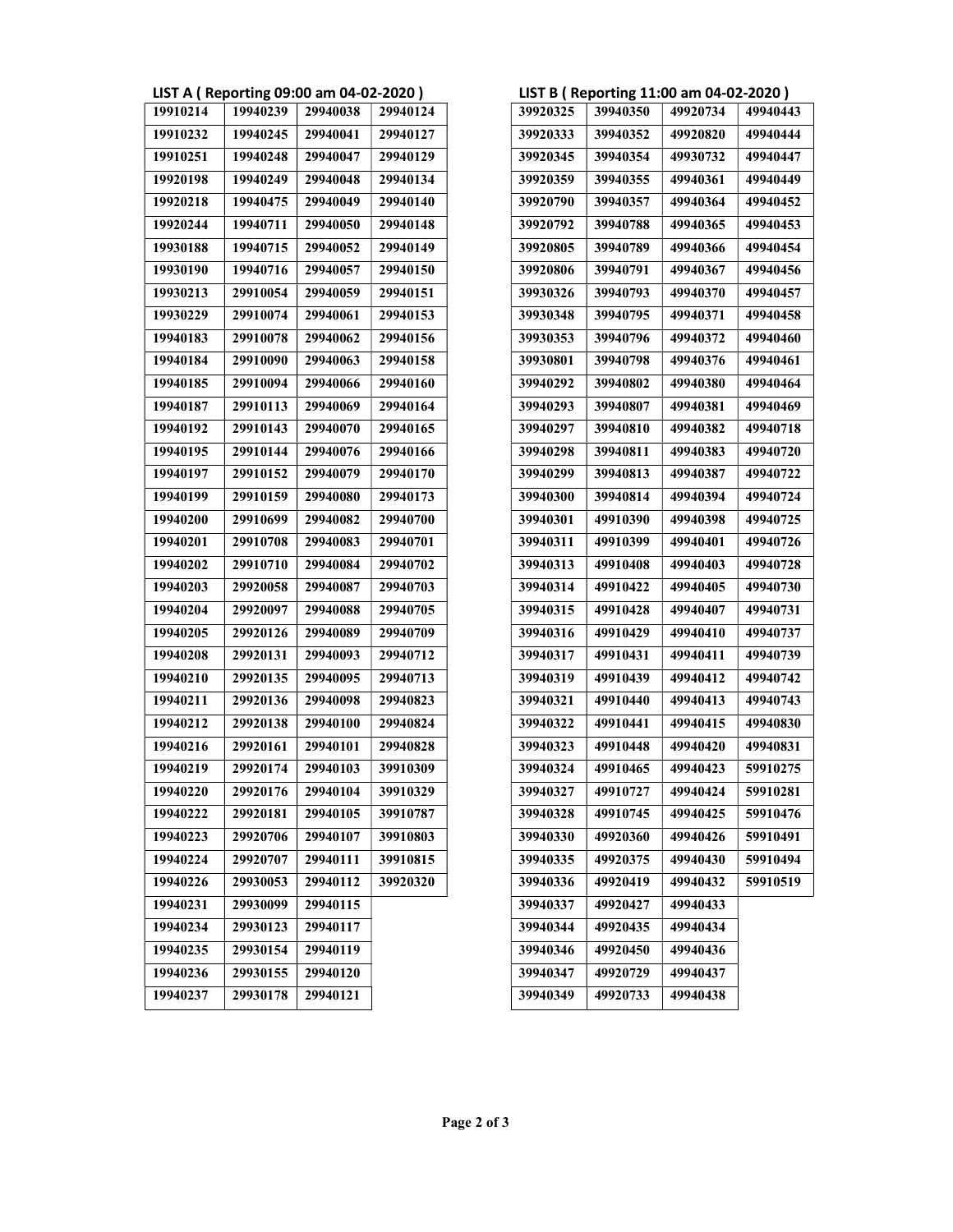**LIST A ( Reporting 09:00 am 04-02-2020 )**

| 19910214 | 19940239 | 29940038 | 29940124 |
|---|---|---|---|
| 19910232 | 19940245 | 29940041 | 29940127 |
| 19910251 | 19940248 | 29940047 | 29940129 |
| 19920198 | 19940249 | 29940048 | 29940134 |
| 19920218 | 19940475 | 29940049 | 29940140 |
| 19920244 | 19940711 | 29940050 | 29940148 |
| 19930188 | 19940715 | 29940052 | 29940149 |
| 19930190 | 19940716 | 29940057 | 29940150 |
| 19930213 | 29910054 | 29940059 | 29940151 |
| 19930229 | 29910074 | 29940061 | 29940153 |
| 19940183 | 29910078 | 29940062 | 29940156 |
| 19940184 | 29910090 | 29940063 | 29940158 |
| 19940185 | 29910094 | 29940066 | 29940160 |
| 19940187 | 29910113 | 29940069 | 29940164 |
| 19940192 | 29910143 | 29940070 | 29940165 |
| 19940195 | 29910144 | 29940076 | 29940166 |
| 19940197 | 29910152 | 29940079 | 29940170 |
| 19940199 | 29910159 | 29940080 | 29940173 |
| 19940200 | 29910699 | 29940082 | 29940700 |
| 19940201 | 29910708 | 29940083 | 29940701 |
| 19940202 | 29910710 | 29940084 | 29940702 |
| 19940203 | 29920058 | 29940087 | 29940703 |
| 19940204 | 29920097 | 29940088 | 29940705 |
| 19940205 | 29920126 | 29940089 | 29940709 |
| 19940208 | 29920131 | 29940093 | 29940712 |
| 19940210 | 29920135 | 29940095 | 29940713 |
| 19940211 | 29920136 | 29940098 | 29940823 |
| 19940212 | 29920138 | 29940100 | 29940824 |
| 19940216 | 29920161 | 29940101 | 29940828 |
| 19940219 | 29920174 | 29940103 | 39910309 |
| 19940220 | 29920176 | 29940104 | 39910329 |
| 19940222 | 29920181 | 29940105 | 39910787 |
| 19940223 | 29920706 | 29940107 | 39910803 |
| 19940224 | 29920707 | 29940111 | 39910815 |
| 19940226 | 29930053 | 29940112 | 39920320 |
| 19940231 | 29930099 | 29940115 | |
| 19940234 | 29930123 | 29940117 | |
| 19940235 | 29930154 | 29940119 | |
| 19940236 | 29930155 | 29940120 | |
| 19940237 | 29930178 | 29940121 | |

**LIST B ( Reporting 11:00 am 04-02-2020 )**

| 39920325 | 39940350 | 49920734 | 49940443 |
|---|---|---|---|
| 39920333 | 39940352 | 49920820 | 49940444 |
| 39920345 | 39940354 | 49930732 | 49940447 |
| 39920359 | 39940355 | 49940361 | 49940449 |
| 39920790 | 39940357 | 49940364 | 49940452 |
| 39920792 | 39940788 | 49940365 | 49940453 |
| 39920805 | 39940789 | 49940366 | 49940454 |
| 39920806 | 39940791 | 49940367 | 49940456 |
| 39930326 | 39940793 | 49940370 | 49940457 |
| 39930348 | 39940795 | 49940371 | 49940458 |
| 39930353 | 39940796 | 49940372 | 49940460 |
| 39930801 | 39940798 | 49940376 | 49940461 |
| 39940292 | 39940802 | 49940380 | 49940464 |
| 39940293 | 39940807 | 49940381 | 49940469 |
| 39940297 | 39940810 | 49940382 | 49940718 |
| 39940298 | 39940811 | 49940383 | 49940720 |
| 39940299 | 39940813 | 49940387 | 49940722 |
| 39940300 | 39940814 | 49940394 | 49940724 |
| 39940301 | 49910390 | 49940398 | 49940725 |
| 39940311 | 49910399 | 49940401 | 49940726 |
| 39940313 | 49910408 | 49940403 | 49940728 |
| 39940314 | 49910422 | 49940405 | 49940730 |
| 39940315 | 49910428 | 49940407 | 49940731 |
| 39940316 | 49910429 | 49940410 | 49940737 |
| 39940317 | 49910431 | 49940411 | 49940739 |
| 39940319 | 49910439 | 49940412 | 49940742 |
| 39940321 | 49910440 | 49940413 | 49940743 |
| 39940322 | 49910441 | 49940415 | 49940830 |
| 39940323 | 49910448 | 49940420 | 49940831 |
| 39940324 | 49910465 | 49940423 | 59910275 |
| 39940327 | 49910727 | 49940424 | 59910281 |
| 39940328 | 49910745 | 49940425 | 59910476 |
| 39940330 | 49920360 | 49940426 | 59910491 |
| 39940335 | 49920375 | 49940430 | 59910494 |
| 39940336 | 49920419 | 49940432 | 59910519 |
| 39940337 | 49920427 | 49940433 | |
| 39940344 | 49920435 | 49940434 | |
| 39940346 | 49920450 | 49940436 | |
| 39940347 | 49920729 | 49940437 | |
| 39940349 | 49920733 | 49940438 | |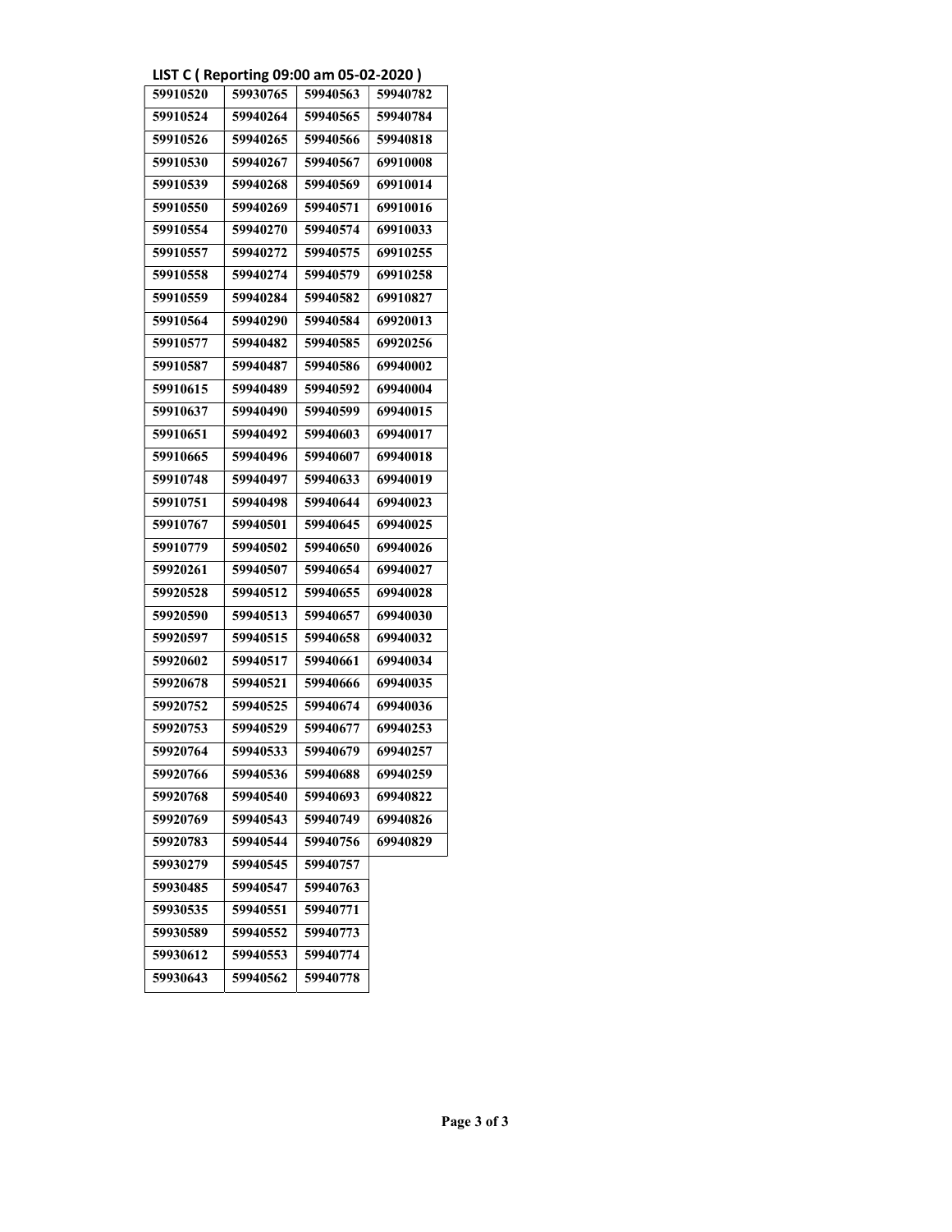**LIST C ( Reporting 09:00 am 05-02-2020 )**

| | | | |
|---|---|---|---|
| 59910520 | 59930765 | 59940563 | 59940782 |
| 59910524 | 59940264 | 59940565 | 59940784 |
| 59910526 | 59940265 | 59940566 | 59940818 |
| 59910530 | 59940267 | 59940567 | 69910008 |
| 59910539 | 59940268 | 59940569 | 69910014 |
| 59910550 | 59940269 | 59940571 | 69910016 |
| 59910554 | 59940270 | 59940574 | 69910033 |
| 59910557 | 59940272 | 59940575 | 69910255 |
| 59910558 | 59940274 | 59940579 | 69910258 |
| 59910559 | 59940284 | 59940582 | 69910827 |
| 59910564 | 59940290 | 59940584 | 69920013 |
| 59910577 | 59940482 | 59940585 | 69920256 |
| 59910587 | 59940487 | 59940586 | 69940002 |
| 59910615 | 59940489 | 59940592 | 69940004 |
| 59910637 | 59940490 | 59940599 | 69940015 |
| 59910651 | 59940492 | 59940603 | 69940017 |
| 59910665 | 59940496 | 59940607 | 69940018 |
| 59910748 | 59940497 | 59940633 | 69940019 |
| 59910751 | 59940498 | 59940644 | 69940023 |
| 59910767 | 59940501 | 59940645 | 69940025 |
| 59910779 | 59940502 | 59940650 | 69940026 |
| 59920261 | 59940507 | 59940654 | 69940027 |
| 59920528 | 59940512 | 59940655 | 69940028 |
| 59920590 | 59940513 | 59940657 | 69940030 |
| 59920597 | 59940515 | 59940658 | 69940032 |
| 59920602 | 59940517 | 59940661 | 69940034 |
| 59920678 | 59940521 | 59940666 | 69940035 |
| 59920752 | 59940525 | 59940674 | 69940036 |
| 59920753 | 59940529 | 59940677 | 69940253 |
| 59920764 | 59940533 | 59940679 | 69940257 |
| 59920766 | 59940536 | 59940688 | 69940259 |
| 59920768 | 59940540 | 59940693 | 69940822 |
| 59920769 | 59940543 | 59940749 | 69940826 |
| 59920783 | 59940544 | 59940756 | 69940829 |
| 59930279 | 59940545 | 59940757 | |
| 59930485 | 59940547 | 59940763 | |
| 59930535 | 59940551 | 59940771 | |
| 59930589 | 59940552 | 59940773 | |
| 59930612 | 59940553 | 59940774 | |
| 59930643 | 59940562 | 59940778 | |